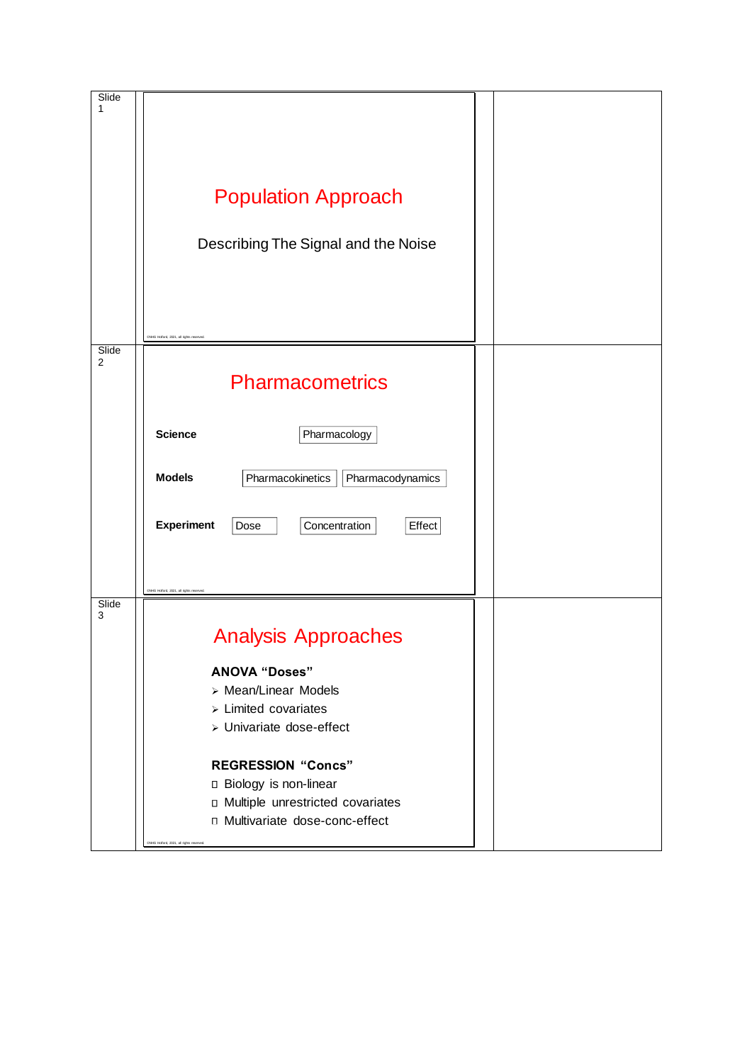Slide 1

# Population Approach

Describing The Signal and the Noise

©NHG Holford, 2021, all rights reserved.

Slide 2

# Pharmacometrics

**Science** — Pharmacology

**Models** — Pharmacokinetics | Pharmacodynamics

**Experiment** — Dose | Concentration | Effect

©NHG Holford, 2021, all rights reserved.

Slide 3

# Analysis Approaches

**ANOVA "Doses"**

- Mean/Linear Models
- Limited covariates
- Univariate dose-effect

**REGRESSION "Concs"**

- Biology is non-linear
- Multiple unrestricted covariates
- Multivariate dose-conc-effect

©NHG Holford, 2021, all rights reserved.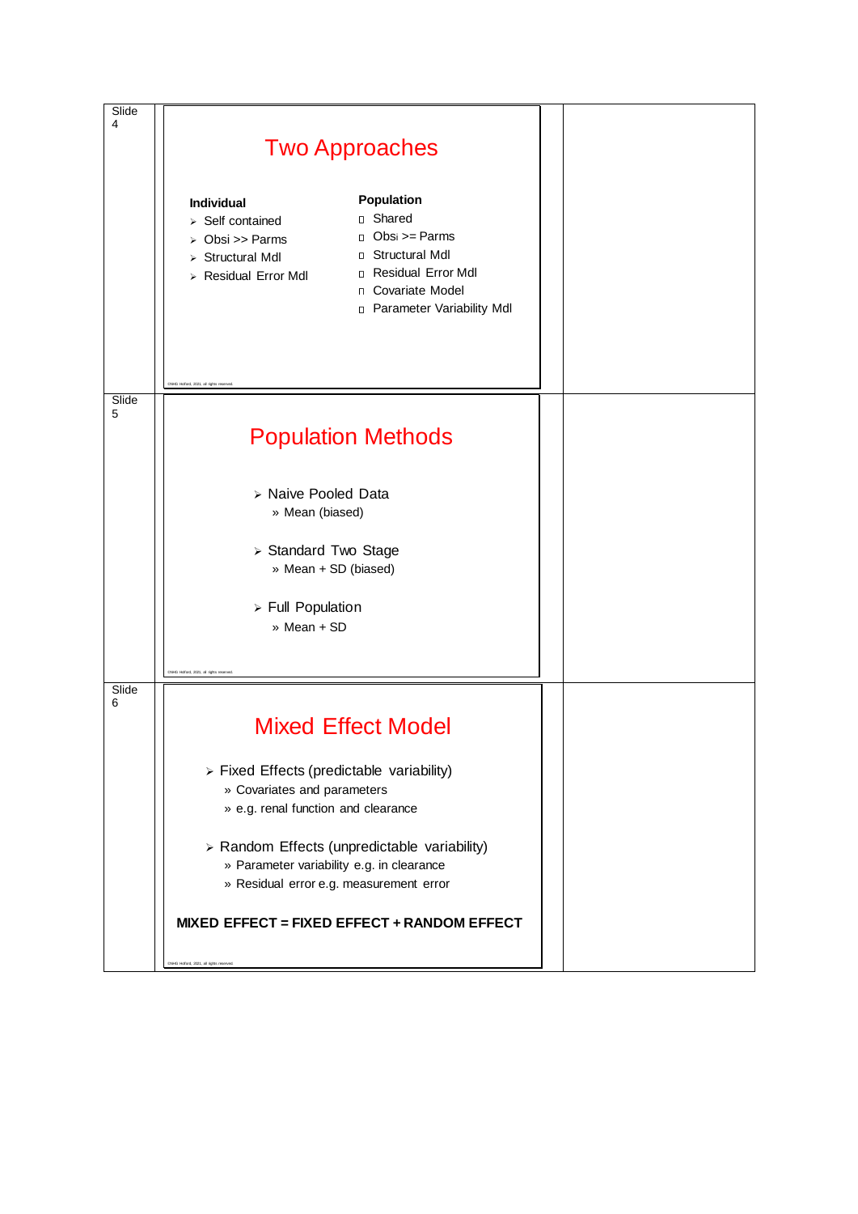Slide 4

## Two Approaches

**Individual**
- Self contained
- Obsi >> Parms
- Structural Mdl
- Residual Error Mdl

**Population**
- Shared
- Obsi >= Parms
- Structural Mdl
- Residual Error Mdl
- Covariate Model
- Parameter Variability Mdl

Slide 5

## Population Methods

- Naive Pooled Data
  - Mean (biased)
- Standard Two Stage
  - Mean + SD (biased)
- Full Population
  - Mean + SD

Slide 6

## Mixed Effect Model

- Fixed Effects (predictable variability)
  - Covariates and parameters
  - e.g. renal function and clearance
- Random Effects (unpredictable variability)
  - Parameter variability e.g. in clearance
  - Residual error e.g. measurement error

**MIXED EFFECT = FIXED EFFECT + RANDOM EFFECT**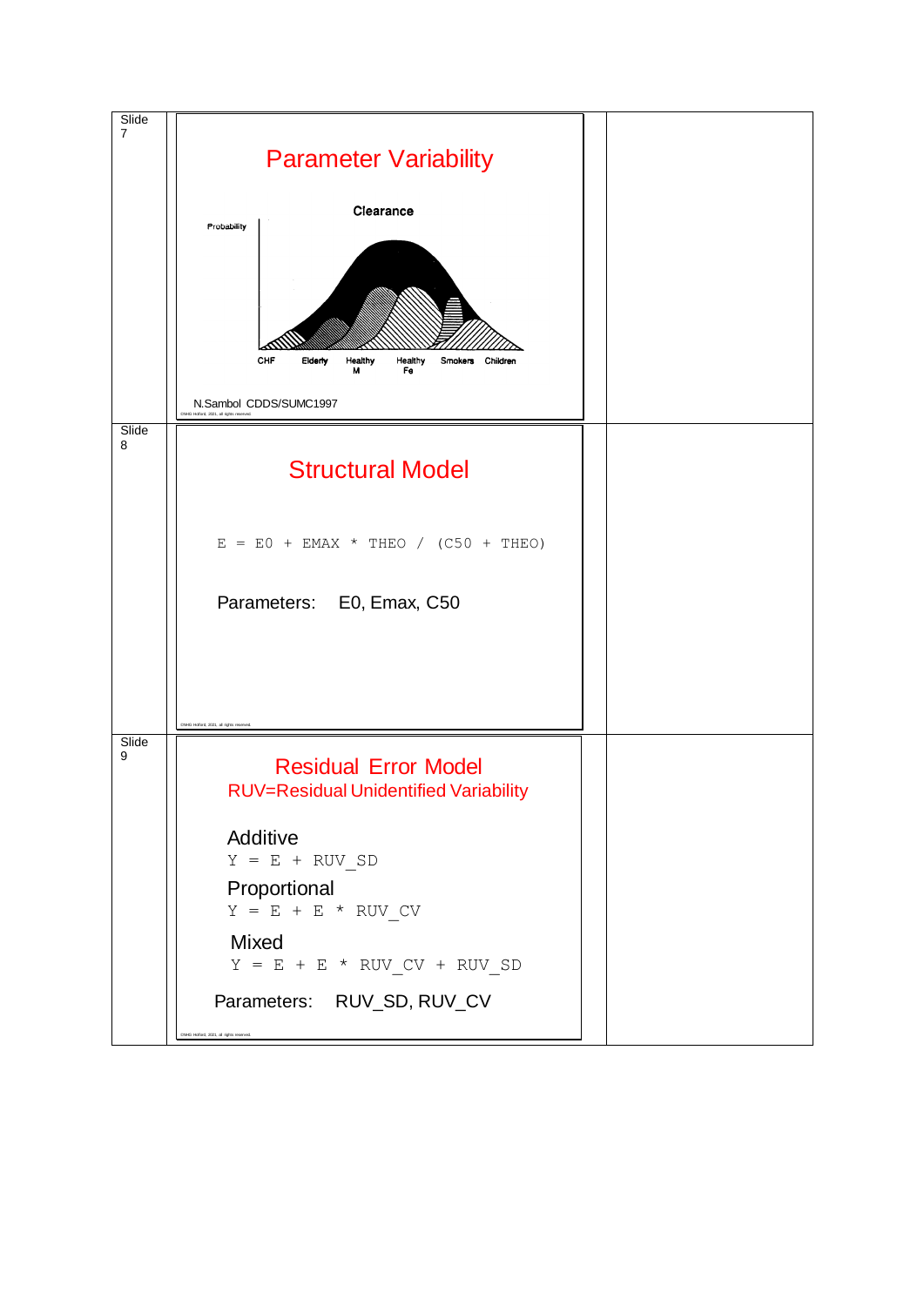Slide 7

## Parameter Variability

Clearance

Probability

CHF | Elderly | Healthy M | Healthy Fe | Smokers | Children

N.Sambol CDDS/SUMC1997

Slide 8

## Structural Model

```
E = E0 + EMAX * THEO / (C50 + THEO)
```

Parameters: E0, Emax, C50

Slide 9

## Residual Error Model

RUV=Residual Unidentified Variability

Additive

```
Y = E + RUV_SD
```

Proportional

```
Y = E + E * RUV_CV
```

Mixed

```
Y = E + E * RUV_CV + RUV_SD
```

Parameters: RUV_SD, RUV_CV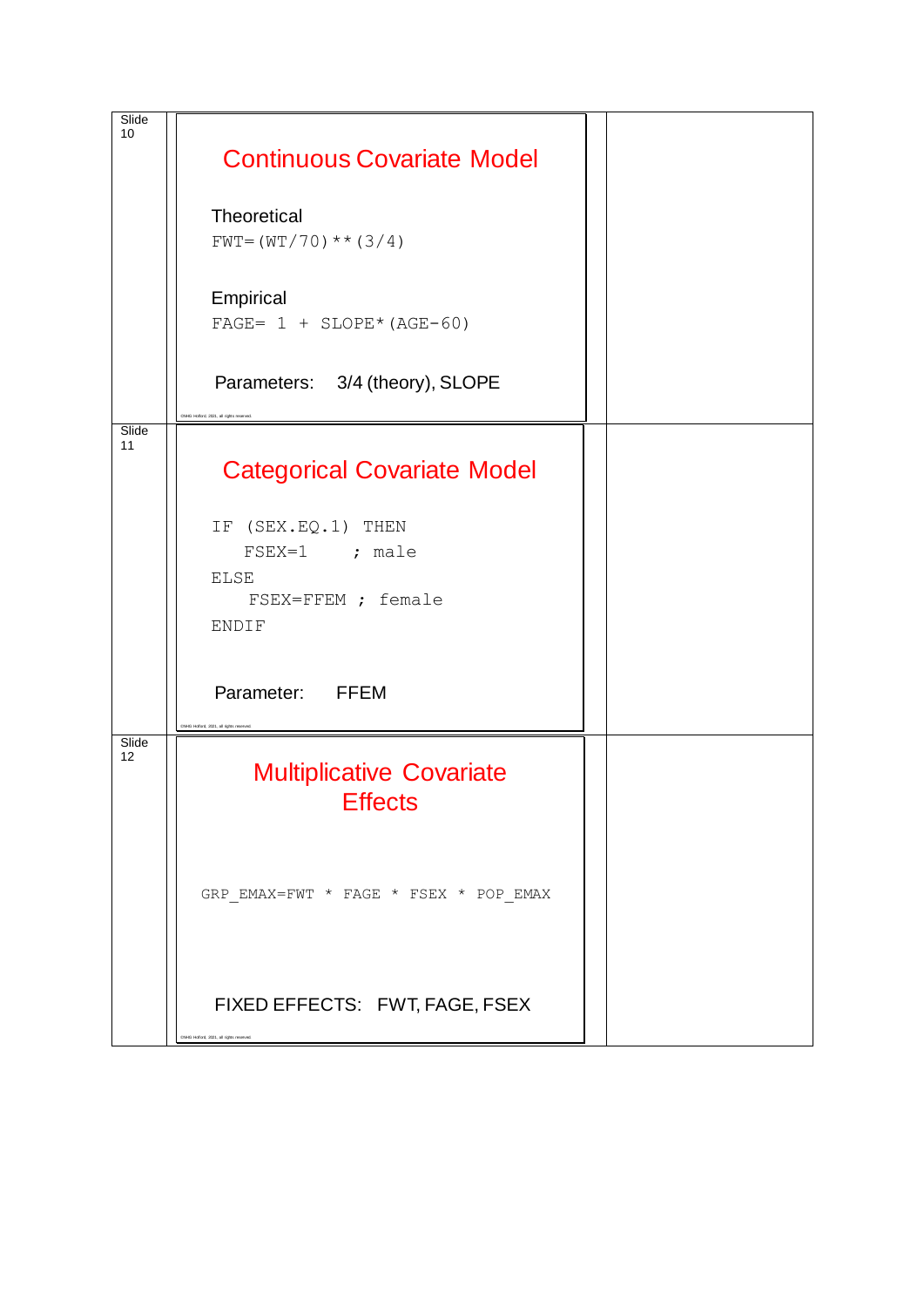Slide 10

## Continuous Covariate Model

Theoretical

```
FWT=(WT/70)**(3/4)
```

Empirical

```
FAGE= 1 + SLOPE*(AGE-60)
```

Parameters: 3/4 (theory), SLOPE

Slide 11

## Categorical Covariate Model

```
IF (SEX.EQ.1) THEN
   FSEX=1     ; male
ELSE
    FSEX=FFEM ; female
ENDIF
```

Parameter: FFEM

Slide 12

## Multiplicative Covariate Effects

```
GRP_EMAX=FWT * FAGE * FSEX * POP_EMAX
```

FIXED EFFECTS: FWT, FAGE, FSEX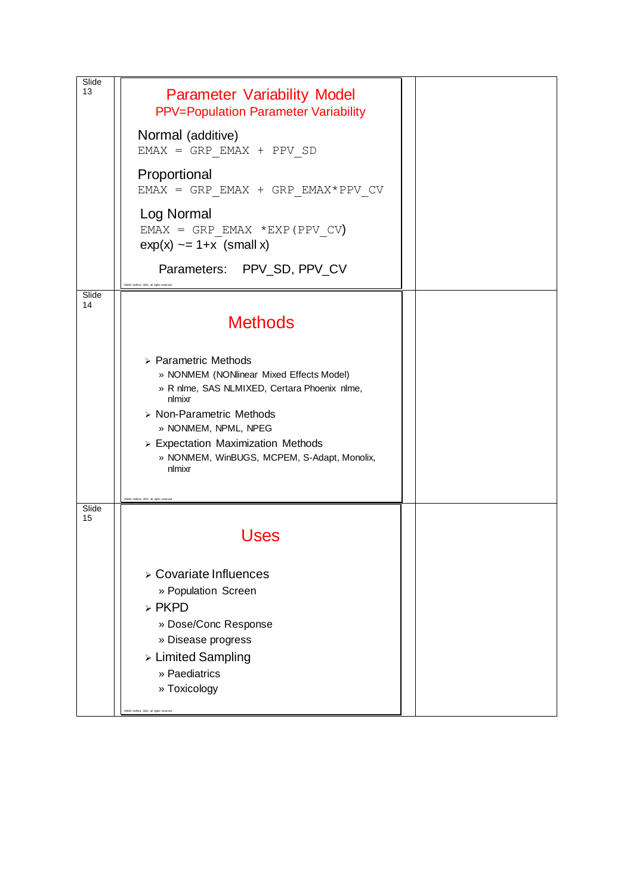Slide 13

## Parameter Variability Model

PPV=Population Parameter Variability

Normal (additive)

```
EMAX = GRP_EMAX + PPV_SD
```

Proportional

```
EMAX = GRP_EMAX + GRP_EMAX*PPV_CV
```

Log Normal

```
EMAX = GRP_EMAX *EXP(PPV_CV)
```

exp(x) ~= 1+x (small x)

Parameters: PPV_SD, PPV_CV

Slide 14

## Methods

- Parametric Methods
  - NONMEM (NONlinear Mixed Effects Model)
  - R nlme, SAS NLMIXED, Certara Phoenix nlme, nlmixr
- Non-Parametric Methods
  - NONMEM, NPML, NPEG
- Expectation Maximization Methods
  - NONMEM, WinBUGS, MCPEM, S-Adapt, Monolix, nlmixr

Slide 15

## Uses

- Covariate Influences
  - Population Screen
- PKPD
  - Dose/Conc Response
  - Disease progress
- Limited Sampling
  - Paediatrics
  - Toxicology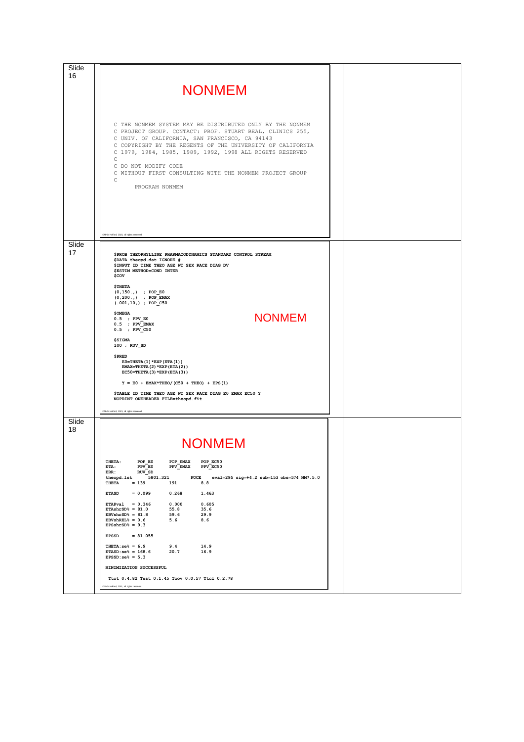Slide 16

# NONMEM

```
C THE NONMEM SYSTEM MAY BE DISTRIBUTED ONLY BY THE NONMEM
C PROJECT GROUP. CONTACT: PROF. STUART BEAL, CLINICS 255,
C UNIV. OF CALIFORNIA, SAN FRANCISCO, CA 94143
C COPYRIGHT BY THE REGENTS OF THE UNIVERSITY OF CALIFORNIA
C 1979, 1984, 1985, 1989, 1992, 1998 ALL RIGHTS RESERVED
C
C DO NOT MODIFY CODE
C WITHOUT FIRST CONSULTING WITH THE NONMEM PROJECT GROUP
C
      PROGRAM NONMEM
```

©NHG Holford, 2021, all rights reserved.

Slide 17

# NONMEM

```
$PROB THEOPHYLLINE PHARMACODYNAMICS STANDARD CONTROL STREAM
$DATA theopd.dat IGNORE #
$INPUT ID TIME THEO AGE WT SEX RACE DIAG DV
$ESTIM METHOD=COND INTER
$COV

$THETA
(0,150.,) ; POP_E0
(0,200.,) ; POP_EMAX
(.001,10,) ; POP_C50

$OMEGA
0.5 ; PPV_E0
0.5 ; PPV_EMAX
0.5 ; PPV_C50

$SIGMA
100 ; RUV_SD

$PRED
   E0=THETA(1)*EXP(ETA(1))
   EMAX=THETA(2)*EXP(ETA(2))
   EC50=THETA(3)*EXP(ETA(3))

   Y = E0 + EMAX*THEO/(C50 + THEO) + EPS(1)

$TABLE ID TIME THEO AGE WT SEX RACE DIAG E0 EMAX EC50 Y
NOPRINT ONEHEADER FILE=theopd.fit
```

©NHG Holford, 2021, all rights reserved.

Slide 18

# NONMEM

```
THETA:      POP_E0      POP_EMAX    POP_EC50
ETA:        PPV_E0      PPV_EMAX    PPV_EC50
ERR:        RUV_SD
theopd.lst     5801.321        FOCE    eval=295 sig=+4.2 sub=153 obs=574 NM7.5.0
THETA      = 139        191         8.8

ETASD      = 0.099      0.268       1.463

ETAPval    = 0.346      0.000       0.605
ETAshrSD% = 81.0        55.8        35.6
EBVshrSD% = 81.8        59.6        29.9
EBVshrREL% = 0.6        5.6         8.6
EPSshrSD% = 9.3

EPSSD      = 81.055

THETA:se% = 6.9         9.4         14.9
ETASD:se% = 168.6       20.7        16.9
EPSSD:se% = 5.3

MINIMIZATION SUCCESSFUL

 Ttot 0:4.82 Test 0:1.45 Tcov 0:0.57 Ttcl 0:2.78
```

©NHG Holford, 2021, all rights reserved.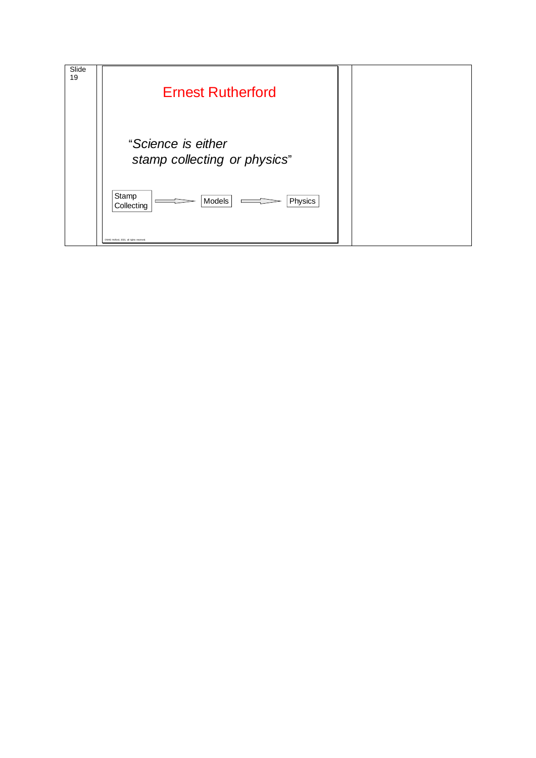| | | |
|---|---|---|
| Slide 19 | **Ernest Rutherford**<br><br>*"Science is either stamp collecting or physics"*<br><br>Stamp Collecting → Models → Physics<br><br>©NHG Holford, 2021, all rights reserved. | |